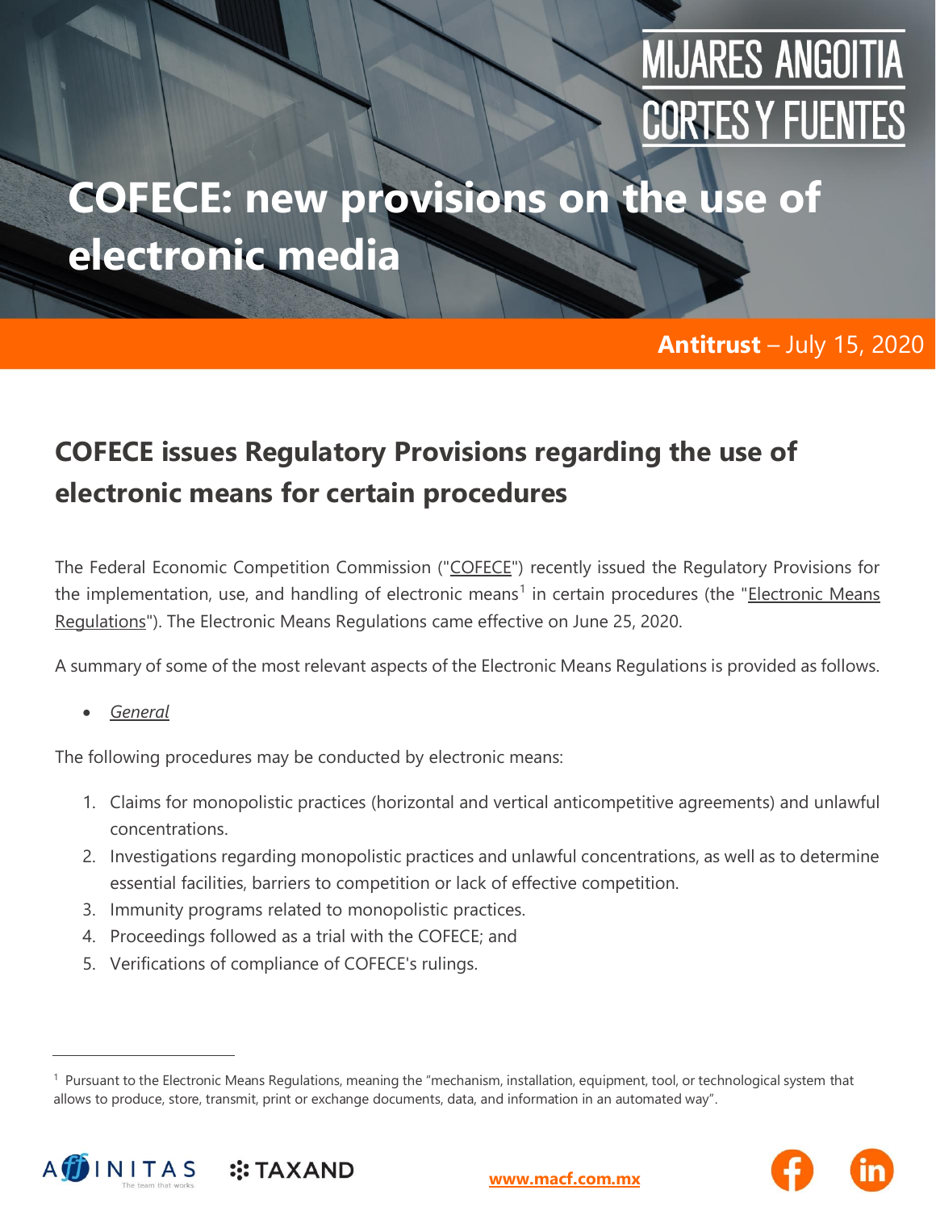MIJARES ANGOITIA CORTES Y FUENTES

# COFECE: new provisions on the use of electronic media

**Antitrust** – July 15, 2020

## COFECE issues Regulatory Provisions regarding the use of electronic means for certain procedures

The Federal Economic Competition Commission ("COFECE") recently issued the Regulatory Provisions for the implementation, use, and handling of electronic means[1] in certain procedures (the "Electronic Means Regulations"). The Electronic Means Regulations came effective on June 25, 2020.

A summary of some of the most relevant aspects of the Electronic Means Regulations is provided as follows.

- *General*

The following procedures may be conducted by electronic means:

1. Claims for monopolistic practices (horizontal and vertical anticompetitive agreements) and unlawful concentrations.
2. Investigations regarding monopolistic practices and unlawful concentrations, as well as to determine essential facilities, barriers to competition or lack of effective competition.
3. Immunity programs related to monopolistic practices.
4. Proceedings followed as a trial with the COFECE; and
5. Verifications of compliance of COFECE's rulings.

[1] Pursuant to the Electronic Means Regulations, meaning the "mechanism, installation, equipment, tool, or technological system that allows to produce, store, transmit, print or exchange documents, data, and information in an automated way".

AFFINITAS The team that works | TAXAND | www.macf.com.mx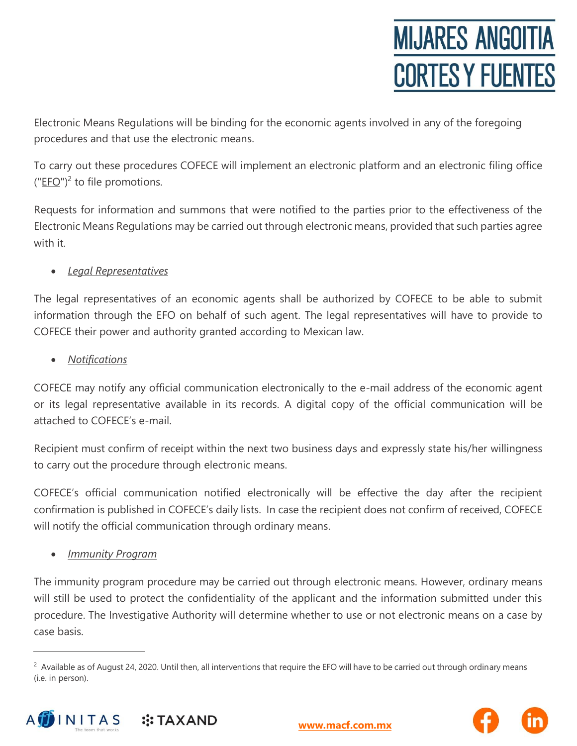Electronic Means Regulations will be binding for the economic agents involved in any of the foregoing procedures and that use the electronic means.

To carry out these procedures COFECE will implement an electronic platform and an electronic filing office ("EFO")[2] to file promotions.

Requests for information and summons that were notified to the parties prior to the effectiveness of the Electronic Means Regulations may be carried out through electronic means, provided that such parties agree with it.

- *Legal Representatives*

The legal representatives of an economic agents shall be authorized by COFECE to be able to submit information through the EFO on behalf of such agent. The legal representatives will have to provide to COFECE their power and authority granted according to Mexican law.

- *Notifications*

COFECE may notify any official communication electronically to the e-mail address of the economic agent or its legal representative available in its records. A digital copy of the official communication will be attached to COFECE's e-mail.

Recipient must confirm of receipt within the next two business days and expressly state his/her willingness to carry out the procedure through electronic means.

COFECE's official communication notified electronically will be effective the day after the recipient confirmation is published in COFECE's daily lists. In case the recipient does not confirm of received, COFECE will notify the official communication through ordinary means.

- *Immunity Program*

The immunity program procedure may be carried out through electronic means. However, ordinary means will still be used to protect the confidentiality of the applicant and the information submitted under this procedure. The Investigative Authority will determine whether to use or not electronic means on a case by case basis.

---

[2] Available as of August 24, 2020. Until then, all interventions that require the EFO will have to be carried out through ordinary means (i.e. in person).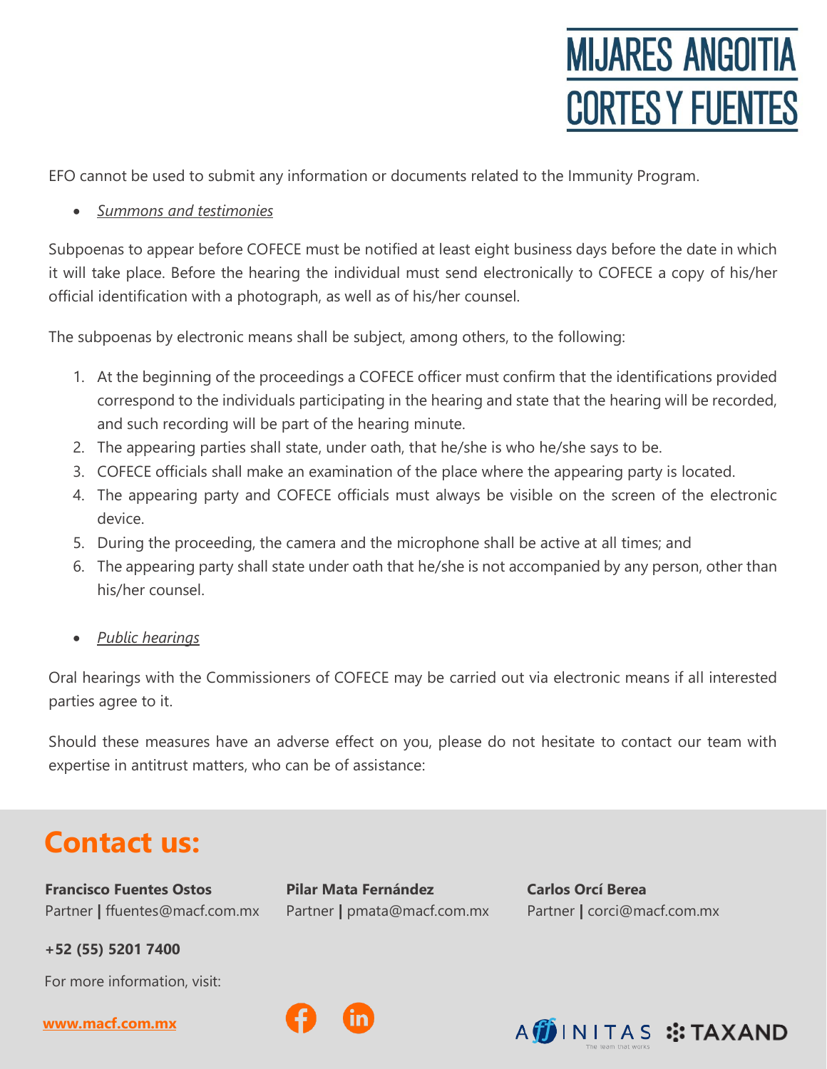EFO cannot be used to submit any information or documents related to the Immunity Program.

- *Summons and testimonies*

Subpoenas to appear before COFECE must be notified at least eight business days before the date in which it will take place. Before the hearing the individual must send electronically to COFECE a copy of his/her official identification with a photograph, as well as of his/her counsel.

The subpoenas by electronic means shall be subject, among others, to the following:

1. At the beginning of the proceedings a COFECE officer must confirm that the identifications provided correspond to the individuals participating in the hearing and state that the hearing will be recorded, and such recording will be part of the hearing minute.
2. The appearing parties shall state, under oath, that he/she is who he/she says to be.
3. COFECE officials shall make an examination of the place where the appearing party is located.
4. The appearing party and COFECE officials must always be visible on the screen of the electronic device.
5. During the proceeding, the camera and the microphone shall be active at all times; and
6. The appearing party shall state under oath that he/she is not accompanied by any person, other than his/her counsel.

- *Public hearings*

Oral hearings with the Commissioners of COFECE may be carried out via electronic means if all interested parties agree to it.

Should these measures have an adverse effect on you, please do not hesitate to contact our team with expertise in antitrust matters, who can be of assistance:

## Contact us:

**Francisco Fuentes Ostos**
Partner | ffuentes@macf.com.mx

**Pilar Mata Fernández**
Partner | pmata@macf.com.mx

**Carlos Orcí Berea**
Partner | corci@macf.com.mx

**+52 (55) 5201 7400**

For more information, visit:

www.macf.com.mx